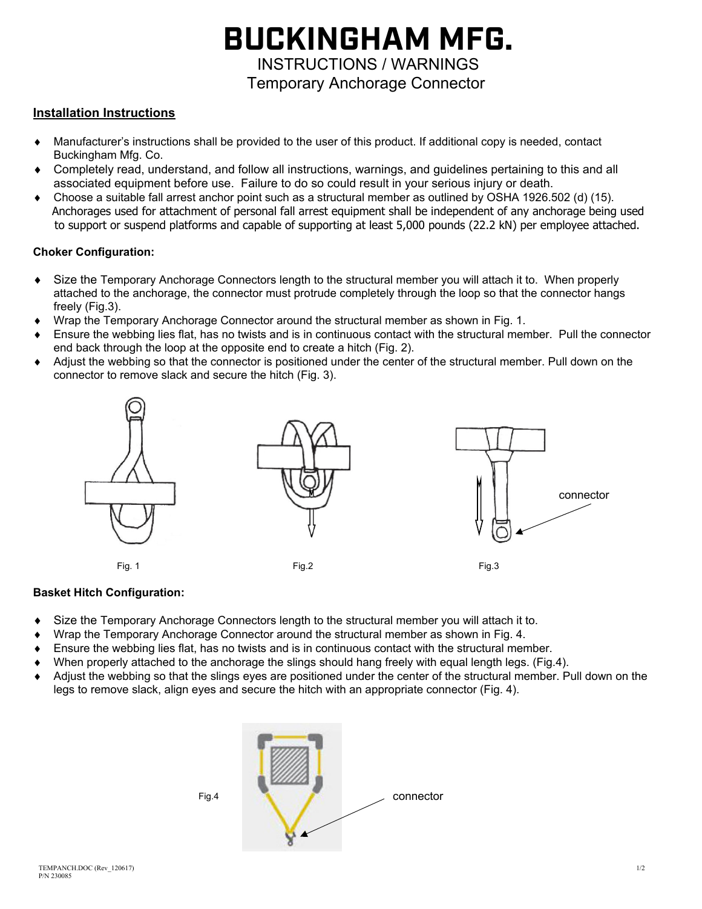# BUCKINGHAM MFG.

## INSTRUCTIONS / WARNINGS

## Temporary Anchorage Connector

### Installation Instructions

- Manufacturer's instructions shall be provided to the user of this product. If additional copy is needed, contact Buckingham Mfg. Co.
- Completely read, understand, and follow all instructions, warnings, and guidelines pertaining to this and all associated equipment before use. Failure to do so could result in your serious injury or death.
- Choose a suitable fall arrest anchor point such as a structural member as outlined by OSHA 1926.502 (d) (15). Anchorages used for attachment of personal fall arrest equipment shall be independent of any anchorage being used to support or suspend platforms and capable of supporting at least 5,000 pounds (22.2 kN) per employee attached.

**Choker Configuration:**

- Size the Temporary Anchorage Connectors length to the structural member you will attach it to. When properly attached to the anchorage, the connector must protrude completely through the loop so that the connector hangs freely (Fig.3).
- Wrap the Temporary Anchorage Connector around the structural member as shown in Fig. 1.
- Ensure the webbing lies flat, has no twists and is in continuous contact with the structural member. Pull the connector end back through the loop at the opposite end to create a hitch (Fig. 2).
- Adjust the webbing so that the connector is positioned under the center of the structural member. Pull down on the connector to remove slack and secure the hitch (Fig. 3).

connector

Fig. 1 Fig.2 Fig.3

**Basket Hitch Configuration:**

- Size the Temporary Anchorage Connectors length to the structural member you will attach it to.
- Wrap the Temporary Anchorage Connector around the structural member as shown in Fig. 4.
- Ensure the webbing lies flat, has no twists and is in continuous contact with the structural member.
- When properly attached to the anchorage the slings should hang freely with equal length legs. (Fig.4).
- Adjust the webbing so that the slings eyes are positioned under the center of the structural member. Pull down on the legs to remove slack, align eyes and secure the hitch with an appropriate connector (Fig. 4).

Fig.4 connector

TEMPANCH.DOC (Rev_120617)
P/N 230085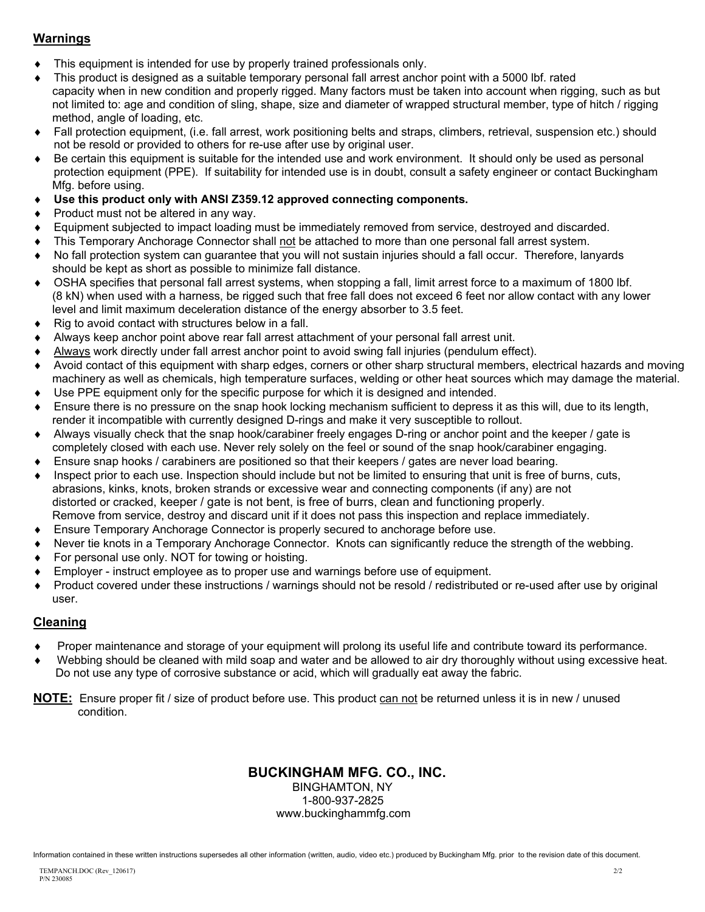## Warnings

- This equipment is intended for use by properly trained professionals only.
- This product is designed as a suitable temporary personal fall arrest anchor point with a 5000 lbf. rated capacity when in new condition and properly rigged. Many factors must be taken into account when rigging, such as but not limited to: age and condition of sling, shape, size and diameter of wrapped structural member, type of hitch / rigging method, angle of loading, etc.
- Fall protection equipment, (i.e. fall arrest, work positioning belts and straps, climbers, retrieval, suspension etc.) should not be resold or provided to others for re-use after use by original user.
- Be certain this equipment is suitable for the intended use and work environment. It should only be used as personal protection equipment (PPE). If suitability for intended use is in doubt, consult a safety engineer or contact Buckingham Mfg. before using.
- **Use this product only with ANSI Z359.12 approved connecting components.**
- Product must not be altered in any way.
- Equipment subjected to impact loading must be immediately removed from service, destroyed and discarded.
- This Temporary Anchorage Connector shall not be attached to more than one personal fall arrest system.
- No fall protection system can guarantee that you will not sustain injuries should a fall occur. Therefore, lanyards should be kept as short as possible to minimize fall distance.
- OSHA specifies that personal fall arrest systems, when stopping a fall, limit arrest force to a maximum of 1800 lbf. (8 kN) when used with a harness, be rigged such that free fall does not exceed 6 feet nor allow contact with any lower level and limit maximum deceleration distance of the energy absorber to 3.5 feet.
- Rig to avoid contact with structures below in a fall.
- Always keep anchor point above rear fall arrest attachment of your personal fall arrest unit.
- Always work directly under fall arrest anchor point to avoid swing fall injuries (pendulum effect).
- Avoid contact of this equipment with sharp edges, corners or other sharp structural members, electrical hazards and moving machinery as well as chemicals, high temperature surfaces, welding or other heat sources which may damage the material.
- Use PPE equipment only for the specific purpose for which it is designed and intended.
- Ensure there is no pressure on the snap hook locking mechanism sufficient to depress it as this will, due to its length, render it incompatible with currently designed D-rings and make it very susceptible to rollout.
- Always visually check that the snap hook/carabiner freely engages D-ring or anchor point and the keeper / gate is completely closed with each use. Never rely solely on the feel or sound of the snap hook/carabiner engaging.
- Ensure snap hooks / carabiners are positioned so that their keepers / gates are never load bearing.
- Inspect prior to each use. Inspection should include but not be limited to ensuring that unit is free of burns, cuts, abrasions, kinks, knots, broken strands or excessive wear and connecting components (if any) are not distorted or cracked, keeper / gate is not bent, is free of burrs, clean and functioning properly. Remove from service, destroy and discard unit if it does not pass this inspection and replace immediately.
- Ensure Temporary Anchorage Connector is properly secured to anchorage before use.
- Never tie knots in a Temporary Anchorage Connector. Knots can significantly reduce the strength of the webbing.
- For personal use only. NOT for towing or hoisting.
- Employer - instruct employee as to proper use and warnings before use of equipment.
- Product covered under these instructions / warnings should not be resold / redistributed or re-used after use by original user.

## Cleaning

- Proper maintenance and storage of your equipment will prolong its useful life and contribute toward its performance.
- Webbing should be cleaned with mild soap and water and be allowed to air dry thoroughly without using excessive heat. Do not use any type of corrosive substance or acid, which will gradually eat away the fabric.

**NOTE:** Ensure proper fit / size of product before use. This product can not be returned unless it is in new / unused condition.

**BUCKINGHAM MFG. CO., INC.**
BINGHAMTON, NY
1-800-937-2825
www.buckinghammfg.com

Information contained in these written instructions supersedes all other information (written, audio, video etc.) produced by Buckingham Mfg. prior to the revision date of this document.

TEMPANCH.DOC (Rev_120617)
P/N 230085